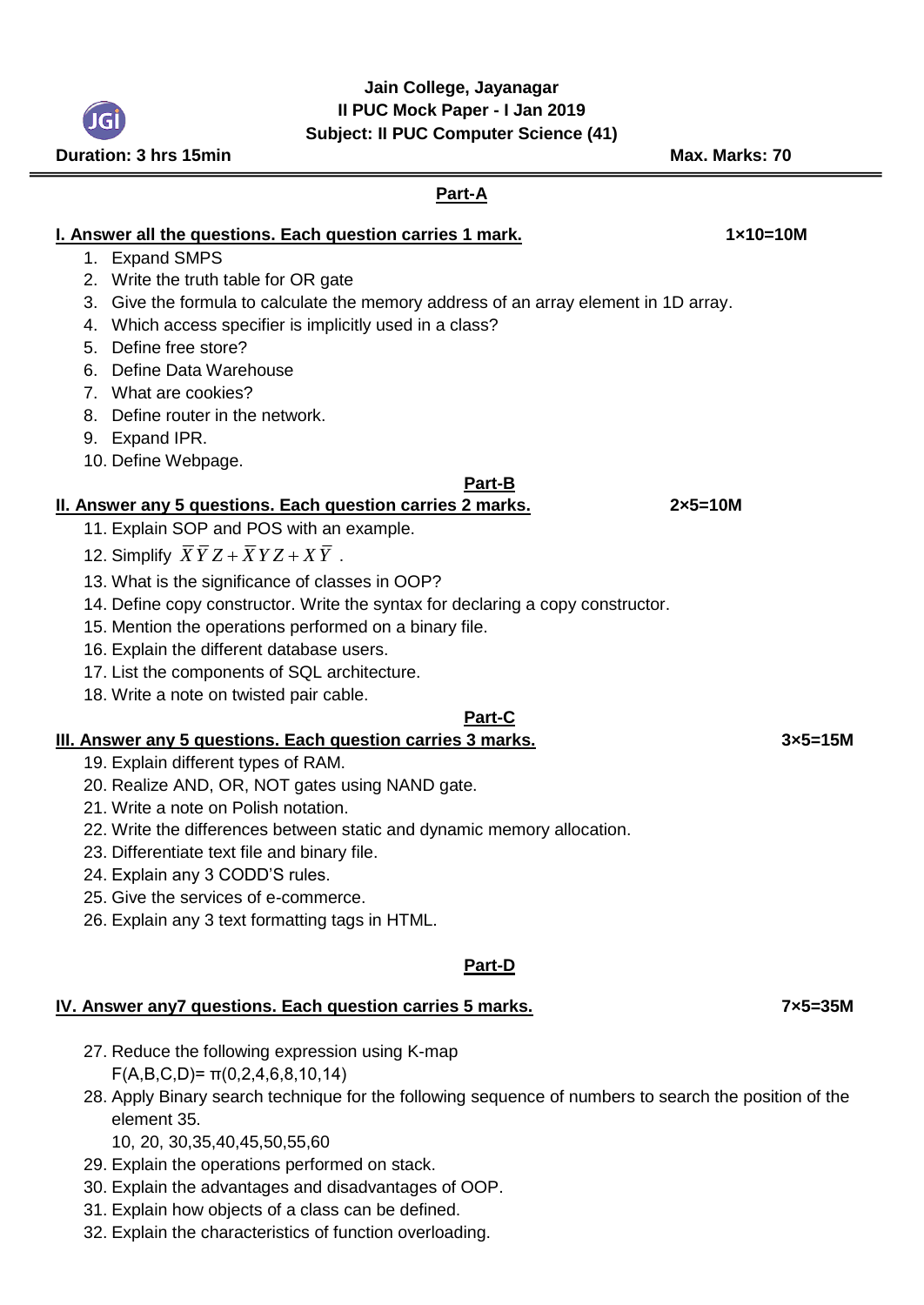# Jain College, Jayanagar
## II PUC Mock Paper - I Jan 2019
## Subject: II PUC Computer Science (41)

**Duration: 3 hrs 15min** **Max. Marks: 70**

## Part-A

**I. Answer all the questions. Each question carries 1 mark.** **1×10=10M**

1. Expand SMPS
2. Write the truth table for OR gate
3. Give the formula to calculate the memory address of an array element in 1D array.
4. Which access specifier is implicitly used in a class?
5. Define free store?
6. Define Data Warehouse
7. What are cookies?
8. Define router in the network.
9. Expand IPR.
10. Define Webpage.

## Part-B

**II. Answer any 5 questions. Each question carries 2 marks.** **2×5=10M**

11. Explain SOP and POS with an example.
12. Simplify $\overline{X}\,\overline{Y}\,Z + \overline{X}\,Y\,Z + X\,\overline{Y}$ .
13. What is the significance of classes in OOP?
14. Define copy constructor. Write the syntax for declaring a copy constructor.
15. Mention the operations performed on a binary file.
16. Explain the different database users.
17. List the components of SQL architecture.
18. Write a note on twisted pair cable.

## Part-C

**III. Answer any 5 questions. Each question carries 3 marks.** **3×5=15M**

19. Explain different types of RAM.
20. Realize AND, OR, NOT gates using NAND gate.
21. Write a note on Polish notation.
22. Write the differences between static and dynamic memory allocation.
23. Differentiate text file and binary file.
24. Explain any 3 CODD'S rules.
25. Give the services of e-commerce.
26. Explain any 3 text formatting tags in HTML.

## Part-D

**IV. Answer any7 questions. Each question carries 5 marks.** **7×5=35M**

27. Reduce the following expression using K-map
    $F(A,B,C,D)= \pi(0,2,4,6,8,10,14)$
28. Apply Binary search technique for the following sequence of numbers to search the position of the element 35.
    10, 20, 30,35,40,45,50,55,60
29. Explain the operations performed on stack.
30. Explain the advantages and disadvantages of OOP.
31. Explain how objects of a class can be defined.
32. Explain the characteristics of function overloading.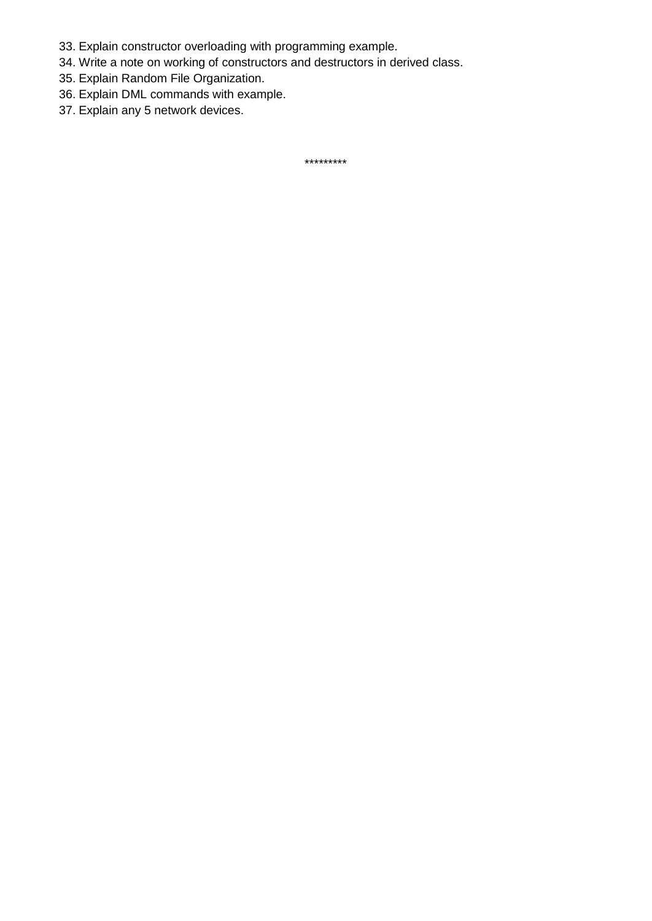33. Explain constructor overloading with programming example.
34. Write a note on working of constructors and destructors in derived class.
35. Explain Random File Organization.
36. Explain DML commands with example.
37. Explain any 5 network devices.

*********